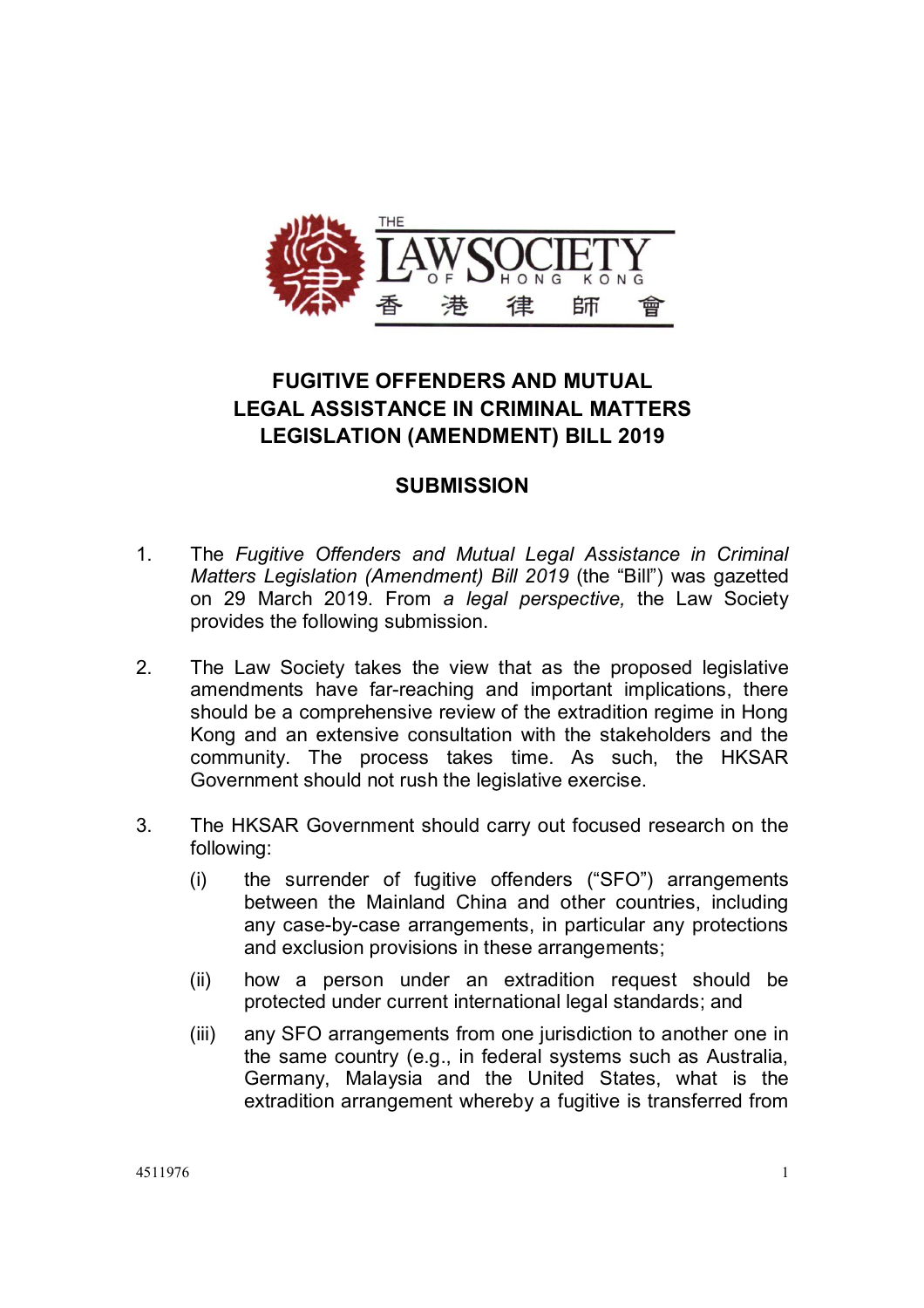# FUGITIVE OFFENDERS AND MUTUAL LEGAL ASSISTANCE IN CRIMINAL MATTERS LEGISLATION (AMENDMENT) BILL 2019

## SUBMISSION

1. The *Fugitive Offenders and Mutual Legal Assistance in Criminal Matters Legislation (Amendment) Bill 2019* (the "Bill") was gazetted on 29 March 2019. From *a legal perspective,* the Law Society provides the following submission.

2. The Law Society takes the view that as the proposed legislative amendments have far-reaching and important implications, there should be a comprehensive review of the extradition regime in Hong Kong and an extensive consultation with the stakeholders and the community. The process takes time. As such, the HKSAR Government should not rush the legislative exercise.

3. The HKSAR Government should carry out focused research on the following:

   (i) the surrender of fugitive offenders ("SFO") arrangements between the Mainland China and other countries, including any case-by-case arrangements, in particular any protections and exclusion provisions in these arrangements;

   (ii) how a person under an extradition request should be protected under current international legal standards; and

   (iii) any SFO arrangements from one jurisdiction to another one in the same country (e.g., in federal systems such as Australia, Germany, Malaysia and the United States, what is the extradition arrangement whereby a fugitive is transferred from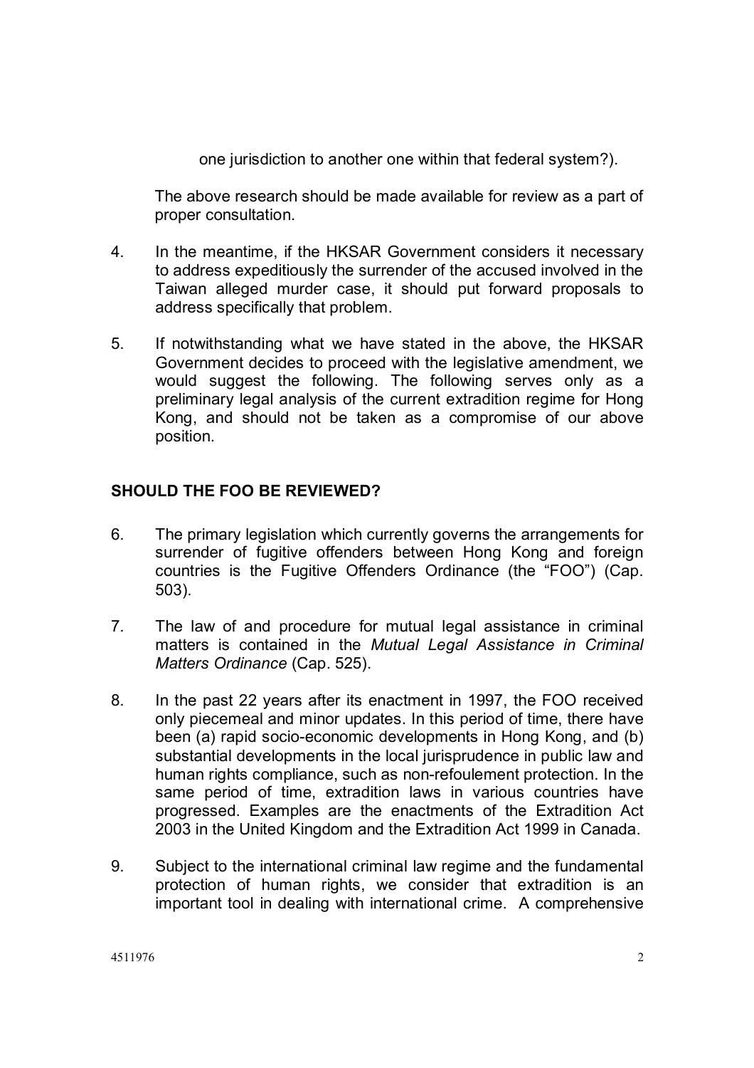one jurisdiction to another one within that federal system?).

The above research should be made available for review as a part of proper consultation.

4. In the meantime, if the HKSAR Government considers it necessary to address expeditiously the surrender of the accused involved in the Taiwan alleged murder case, it should put forward proposals to address specifically that problem.

5. If notwithstanding what we have stated in the above, the HKSAR Government decides to proceed with the legislative amendment, we would suggest the following. The following serves only as a preliminary legal analysis of the current extradition regime for Hong Kong, and should not be taken as a compromise of our above position.

## SHOULD THE FOO BE REVIEWED?

6. The primary legislation which currently governs the arrangements for surrender of fugitive offenders between Hong Kong and foreign countries is the Fugitive Offenders Ordinance (the "FOO") (Cap. 503).

7. The law of and procedure for mutual legal assistance in criminal matters is contained in the *Mutual Legal Assistance in Criminal Matters Ordinance* (Cap. 525).

8. In the past 22 years after its enactment in 1997, the FOO received only piecemeal and minor updates. In this period of time, there have been (a) rapid socio-economic developments in Hong Kong, and (b) substantial developments in the local jurisprudence in public law and human rights compliance, such as non-refoulement protection. In the same period of time, extradition laws in various countries have progressed. Examples are the enactments of the Extradition Act 2003 in the United Kingdom and the Extradition Act 1999 in Canada.

9. Subject to the international criminal law regime and the fundamental protection of human rights, we consider that extradition is an important tool in dealing with international crime. A comprehensive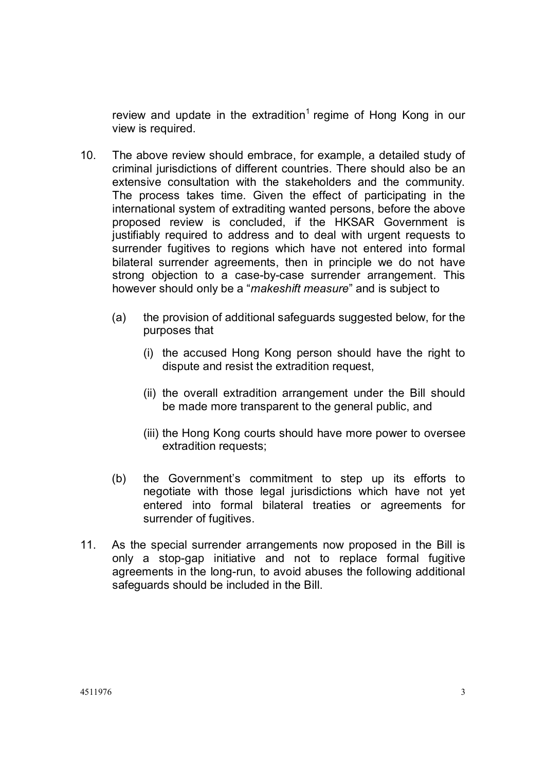review and update in the extradition[1] regime of Hong Kong in our view is required.

10. The above review should embrace, for example, a detailed study of criminal jurisdictions of different countries. There should also be an extensive consultation with the stakeholders and the community. The process takes time. Given the effect of participating in the international system of extraditing wanted persons, before the above proposed review is concluded, if the HKSAR Government is justifiably required to address and to deal with urgent requests to surrender fugitives to regions which have not entered into formal bilateral surrender agreements, then in principle we do not have strong objection to a case-by-case surrender arrangement. This however should only be a "*makeshift measure*" and is subject to

    (a) the provision of additional safeguards suggested below, for the purposes that

        (i) the accused Hong Kong person should have the right to dispute and resist the extradition request,

        (ii) the overall extradition arrangement under the Bill should be made more transparent to the general public, and

        (iii) the Hong Kong courts should have more power to oversee extradition requests;

    (b) the Government's commitment to step up its efforts to negotiate with those legal jurisdictions which have not yet entered into formal bilateral treaties or agreements for surrender of fugitives.

11. As the special surrender arrangements now proposed in the Bill is only a stop-gap initiative and not to replace formal fugitive agreements in the long-run, to avoid abuses the following additional safeguards should be included in the Bill.

4511976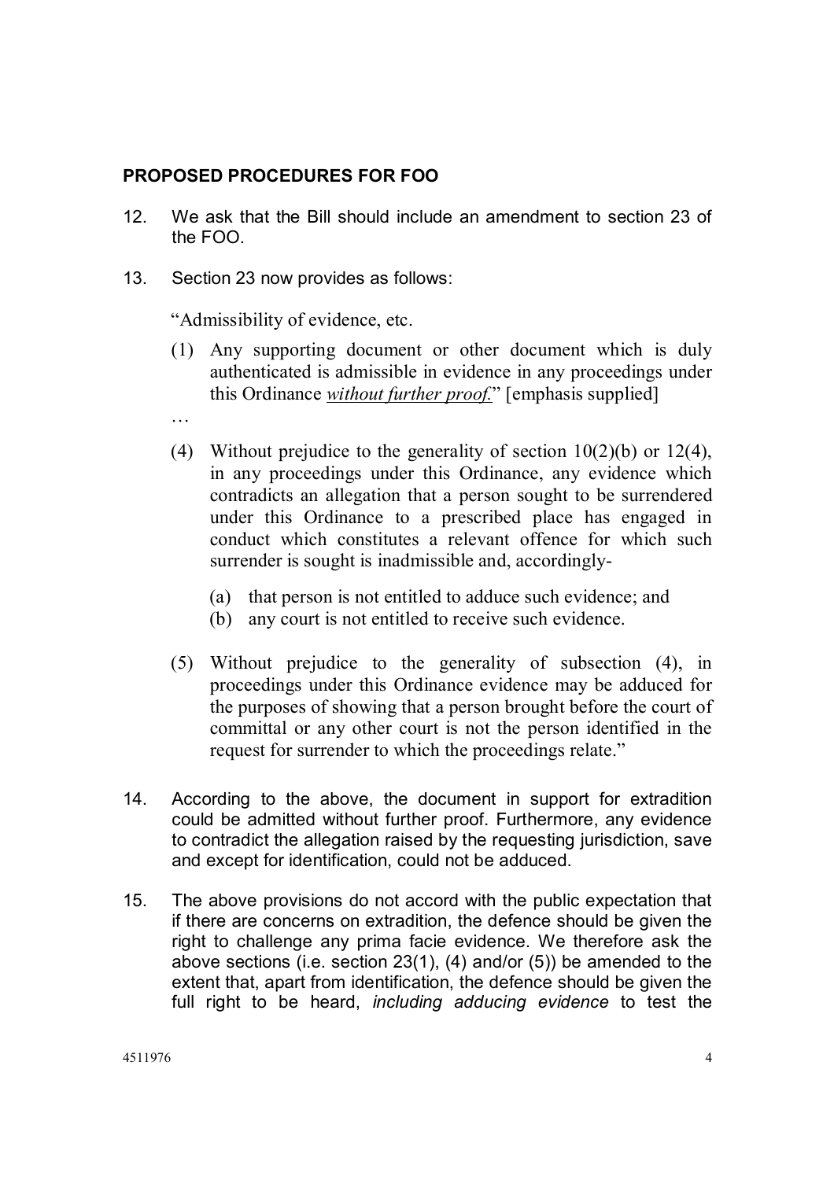**PROPOSED PROCEDURES FOR FOO**

12. We ask that the Bill should include an amendment to section 23 of the FOO.

13. Section 23 now provides as follows:

    "Admissibility of evidence, etc.

    (1) Any supporting document or other document which is duly authenticated is admissible in evidence in any proceedings under this Ordinance ***without further proof.***" [emphasis supplied]

    …

    (4) Without prejudice to the generality of section 10(2)(b) or 12(4), in any proceedings under this Ordinance, any evidence which contradicts an allegation that a person sought to be surrendered under this Ordinance to a prescribed place has engaged in conduct which constitutes a relevant offence for which such surrender is sought is inadmissible and, accordingly-

    (a) that person is not entitled to adduce such evidence; and
    (b) any court is not entitled to receive such evidence.

    (5) Without prejudice to the generality of subsection (4), in proceedings under this Ordinance evidence may be adduced for the purposes of showing that a person brought before the court of committal or any other court is not the person identified in the request for surrender to which the proceedings relate."

14. According to the above, the document in support for extradition could be admitted without further proof. Furthermore, any evidence to contradict the allegation raised by the requesting jurisdiction, save and except for identification, could not be adduced.

15. The above provisions do not accord with the public expectation that if there are concerns on extradition, the defence should be given the right to challenge any prima facie evidence. We therefore ask the above sections (i.e. section 23(1), (4) and/or (5)) be amended to the extent that, apart from identification, the defence should be given the full right to be heard, *including adducing evidence* to test the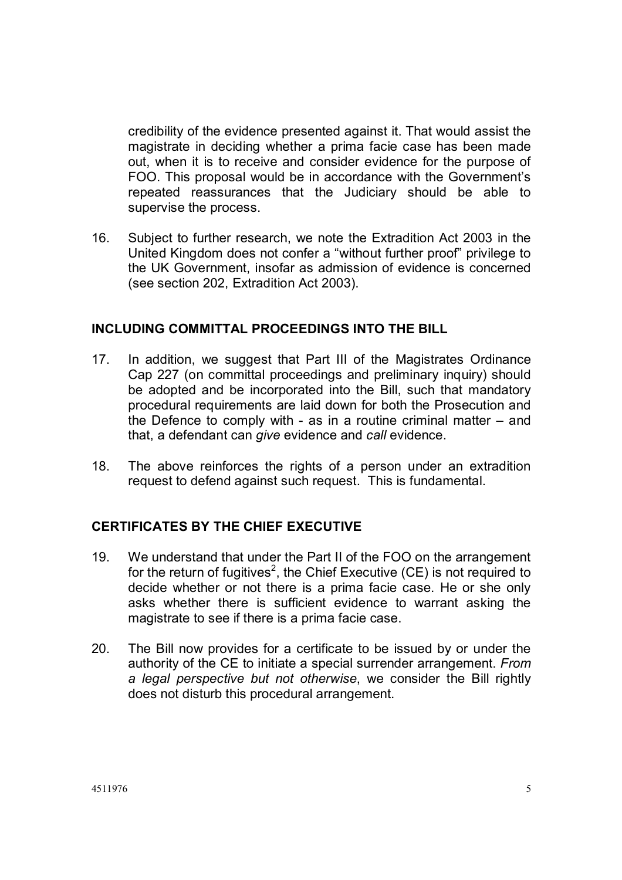credibility of the evidence presented against it. That would assist the magistrate in deciding whether a prima facie case has been made out, when it is to receive and consider evidence for the purpose of FOO. This proposal would be in accordance with the Government's repeated reassurances that the Judiciary should be able to supervise the process.

16. Subject to further research, we note the Extradition Act 2003 in the United Kingdom does not confer a "without further proof" privilege to the UK Government, insofar as admission of evidence is concerned (see section 202, Extradition Act 2003).

## INCLUDING COMMITTAL PROCEEDINGS INTO THE BILL

17. In addition, we suggest that Part III of the Magistrates Ordinance Cap 227 (on committal proceedings and preliminary inquiry) should be adopted and be incorporated into the Bill, such that mandatory procedural requirements are laid down for both the Prosecution and the Defence to comply with - as in a routine criminal matter – and that, a defendant can *give* evidence and *call* evidence.

18. The above reinforces the rights of a person under an extradition request to defend against such request. This is fundamental.

## CERTIFICATES BY THE CHIEF EXECUTIVE

19. We understand that under the Part II of the FOO on the arrangement for the return of fugitives[2], the Chief Executive (CE) is not required to decide whether or not there is a prima facie case. He or she only asks whether there is sufficient evidence to warrant asking the magistrate to see if there is a prima facie case.

20. The Bill now provides for a certificate to be issued by or under the authority of the CE to initiate a special surrender arrangement. *From a legal perspective but not otherwise*, we consider the Bill rightly does not disturb this procedural arrangement.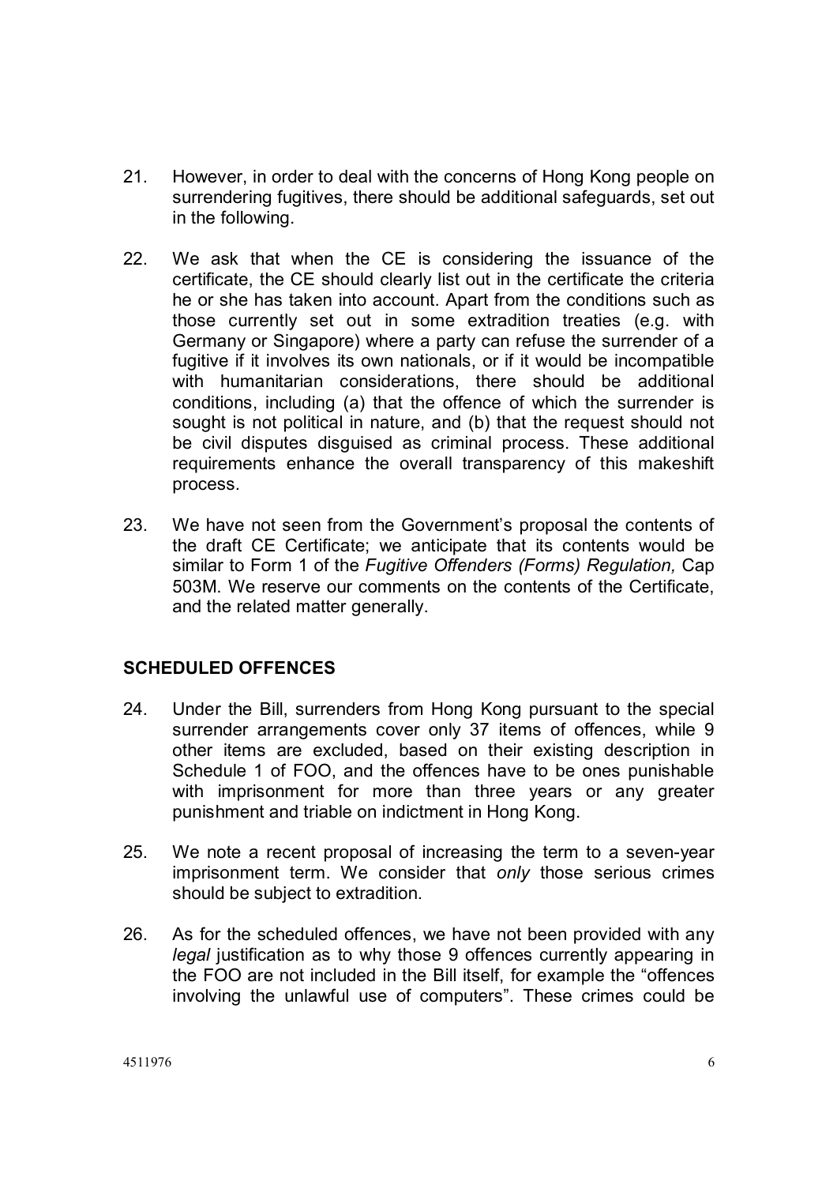21. However, in order to deal with the concerns of Hong Kong people on surrendering fugitives, there should be additional safeguards, set out in the following.

22. We ask that when the CE is considering the issuance of the certificate, the CE should clearly list out in the certificate the criteria he or she has taken into account. Apart from the conditions such as those currently set out in some extradition treaties (e.g. with Germany or Singapore) where a party can refuse the surrender of a fugitive if it involves its own nationals, or if it would be incompatible with humanitarian considerations, there should be additional conditions, including (a) that the offence of which the surrender is sought is not political in nature, and (b) that the request should not be civil disputes disguised as criminal process. These additional requirements enhance the overall transparency of this makeshift process.

23. We have not seen from the Government's proposal the contents of the draft CE Certificate; we anticipate that its contents would be similar to Form 1 of the *Fugitive Offenders (Forms) Regulation,* Cap 503M. We reserve our comments on the contents of the Certificate, and the related matter generally.

## SCHEDULED OFFENCES

24. Under the Bill, surrenders from Hong Kong pursuant to the special surrender arrangements cover only 37 items of offences, while 9 other items are excluded, based on their existing description in Schedule 1 of FOO, and the offences have to be ones punishable with imprisonment for more than three years or any greater punishment and triable on indictment in Hong Kong.

25. We note a recent proposal of increasing the term to a seven-year imprisonment term. We consider that *only* those serious crimes should be subject to extradition.

26. As for the scheduled offences, we have not been provided with any *legal* justification as to why those 9 offences currently appearing in the FOO are not included in the Bill itself, for example the "offences involving the unlawful use of computers". These crimes could be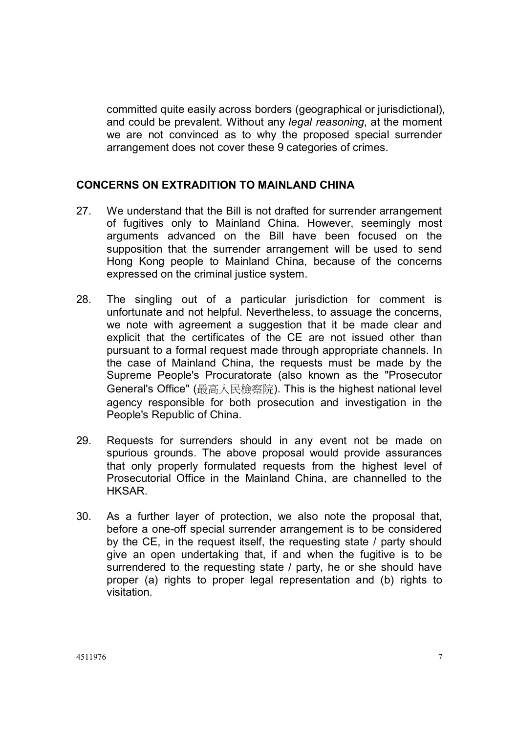committed quite easily across borders (geographical or jurisdictional), and could be prevalent. Without any *legal reasoning*, at the moment we are not convinced as to why the proposed special surrender arrangement does not cover these 9 categories of crimes.

## CONCERNS ON EXTRADITION TO MAINLAND CHINA

27. We understand that the Bill is not drafted for surrender arrangement of fugitives only to Mainland China. However, seemingly most arguments advanced on the Bill have been focused on the supposition that the surrender arrangement will be used to send Hong Kong people to Mainland China, because of the concerns expressed on the criminal justice system.

28. The singling out of a particular jurisdiction for comment is unfortunate and not helpful. Nevertheless, to assuage the concerns, we note with agreement a suggestion that it be made clear and explicit that the certificates of the CE are not issued other than pursuant to a formal request made through appropriate channels. In the case of Mainland China, the requests must be made by the Supreme People's Procuratorate (also known as the "Prosecutor General's Office" (最高人民檢察院). This is the highest national level agency responsible for both prosecution and investigation in the People's Republic of China.

29. Requests for surrenders should in any event not be made on spurious grounds. The above proposal would provide assurances that only properly formulated requests from the highest level of Prosecutorial Office in the Mainland China, are channelled to the HKSAR.

30. As a further layer of protection, we also note the proposal that, before a one-off special surrender arrangement is to be considered by the CE, in the request itself, the requesting state / party should give an open undertaking that, if and when the fugitive is to be surrendered to the requesting state / party, he or she should have proper (a) rights to proper legal representation and (b) rights to visitation.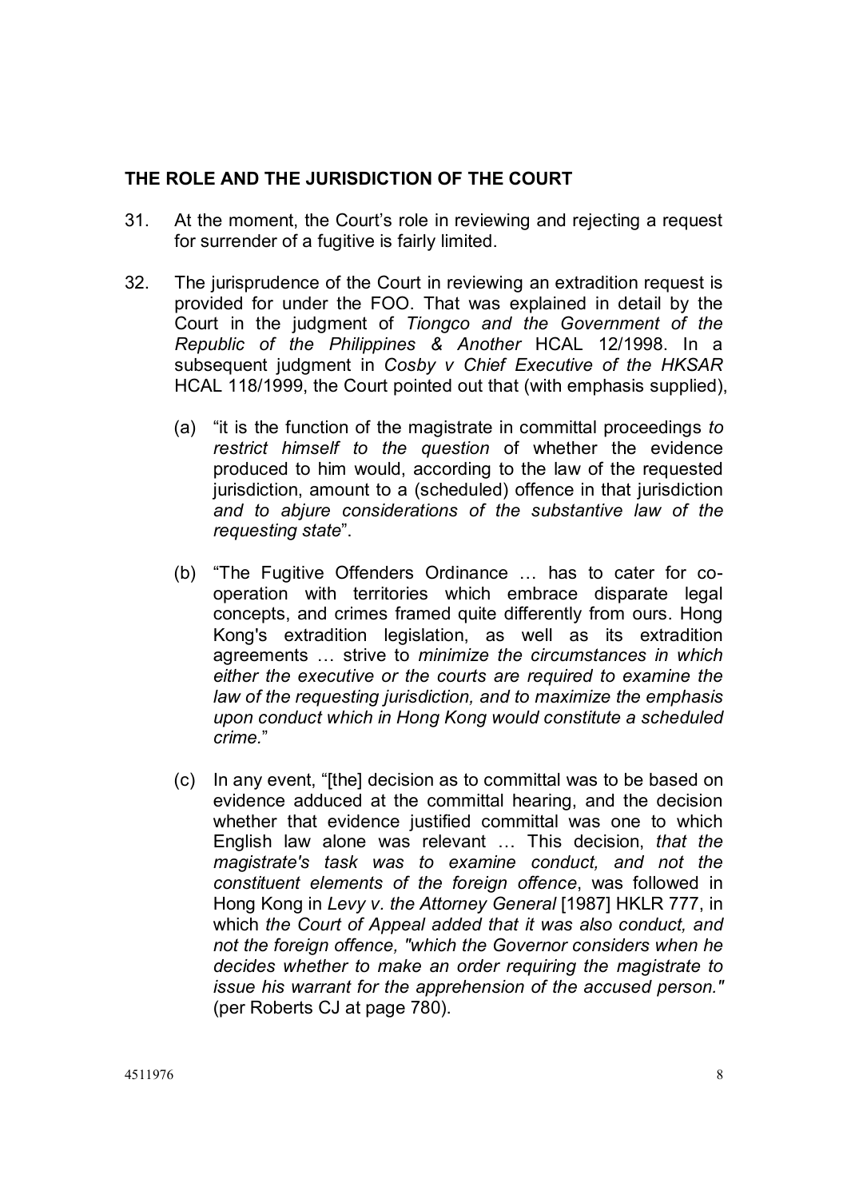## THE ROLE AND THE JURISDICTION OF THE COURT

31. At the moment, the Court's role in reviewing and rejecting a request for surrender of a fugitive is fairly limited.

32. The jurisprudence of the Court in reviewing an extradition request is provided for under the FOO. That was explained in detail by the Court in the judgment of *Tiongco and the Government of the Republic of the Philippines & Another* HCAL 12/1998. In a subsequent judgment in *Cosby v Chief Executive of the HKSAR* HCAL 118/1999, the Court pointed out that (with emphasis supplied),

    (a) "it is the function of the magistrate in committal proceedings *to restrict himself to the question* of whether the evidence produced to him would, according to the law of the requested jurisdiction, amount to a (scheduled) offence in that jurisdiction *and to abjure considerations of the substantive law of the requesting state*".

    (b) "The Fugitive Offenders Ordinance … has to cater for co-operation with territories which embrace disparate legal concepts, and crimes framed quite differently from ours. Hong Kong's extradition legislation, as well as its extradition agreements … strive to *minimize the circumstances in which either the executive or the courts are required to examine the law of the requesting jurisdiction, and to maximize the emphasis upon conduct which in Hong Kong would constitute a scheduled crime.*"

    (c) In any event, "[the] decision as to committal was to be based on evidence adduced at the committal hearing, and the decision whether that evidence justified committal was one to which English law alone was relevant … This decision, *that the magistrate's task was to examine conduct, and not the constituent elements of the foreign offence*, was followed in Hong Kong in *Levy v. the Attorney General* [1987] HKLR 777, in which *the Court of Appeal added that it was also conduct, and not the foreign offence, "which the Governor considers when he decides whether to make an order requiring the magistrate to issue his warrant for the apprehension of the accused person."* (per Roberts CJ at page 780).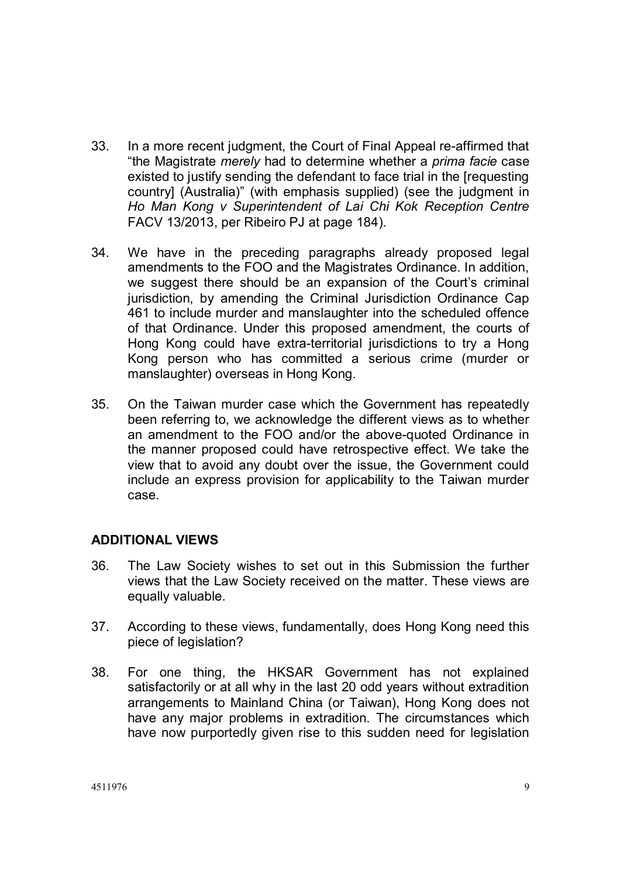33. In a more recent judgment, the Court of Final Appeal re-affirmed that "the Magistrate *merely* had to determine whether a *prima facie* case existed to justify sending the defendant to face trial in the [requesting country] (Australia)" (with emphasis supplied) (see the judgment in *Ho Man Kong v Superintendent of Lai Chi Kok Reception Centre* FACV 13/2013, per Ribeiro PJ at page 184).

34. We have in the preceding paragraphs already proposed legal amendments to the FOO and the Magistrates Ordinance. In addition, we suggest there should be an expansion of the Court's criminal jurisdiction, by amending the Criminal Jurisdiction Ordinance Cap 461 to include murder and manslaughter into the scheduled offence of that Ordinance. Under this proposed amendment, the courts of Hong Kong could have extra-territorial jurisdictions to try a Hong Kong person who has committed a serious crime (murder or manslaughter) overseas in Hong Kong.

35. On the Taiwan murder case which the Government has repeatedly been referring to, we acknowledge the different views as to whether an amendment to the FOO and/or the above-quoted Ordinance in the manner proposed could have retrospective effect. We take the view that to avoid any doubt over the issue, the Government could include an express provision for applicability to the Taiwan murder case.

## ADDITIONAL VIEWS

36. The Law Society wishes to set out in this Submission the further views that the Law Society received on the matter. These views are equally valuable.

37. According to these views, fundamentally, does Hong Kong need this piece of legislation?

38. For one thing, the HKSAR Government has not explained satisfactorily or at all why in the last 20 odd years without extradition arrangements to Mainland China (or Taiwan), Hong Kong does not have any major problems in extradition. The circumstances which have now purportedly given rise to this sudden need for legislation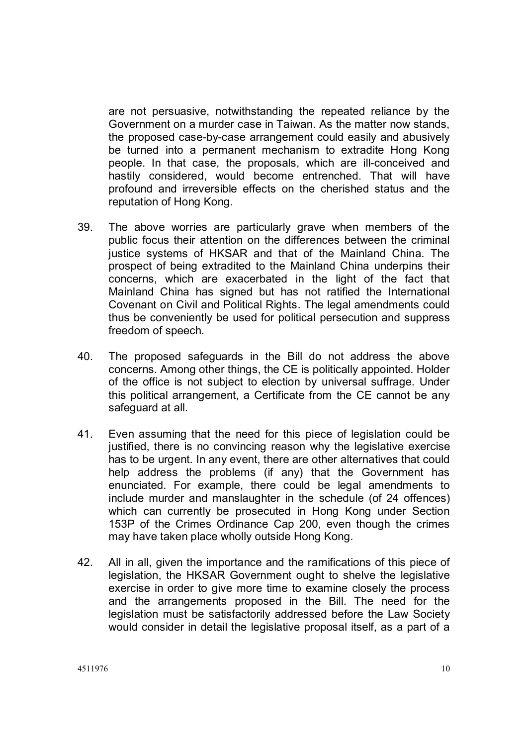are not persuasive, notwithstanding the repeated reliance by the Government on a murder case in Taiwan. As the matter now stands, the proposed case-by-case arrangement could easily and abusively be turned into a permanent mechanism to extradite Hong Kong people. In that case, the proposals, which are ill-conceived and hastily considered, would become entrenched. That will have profound and irreversible effects on the cherished status and the reputation of Hong Kong.

39. The above worries are particularly grave when members of the public focus their attention on the differences between the criminal justice systems of HKSAR and that of the Mainland China. The prospect of being extradited to the Mainland China underpins their concerns, which are exacerbated in the light of the fact that Mainland China has signed but has not ratified the International Covenant on Civil and Political Rights. The legal amendments could thus be conveniently be used for political persecution and suppress freedom of speech.

40. The proposed safeguards in the Bill do not address the above concerns. Among other things, the CE is politically appointed. Holder of the office is not subject to election by universal suffrage. Under this political arrangement, a Certificate from the CE cannot be any safeguard at all.

41. Even assuming that the need for this piece of legislation could be justified, there is no convincing reason why the legislative exercise has to be urgent. In any event, there are other alternatives that could help address the problems (if any) that the Government has enunciated. For example, there could be legal amendments to include murder and manslaughter in the schedule (of 24 offences) which can currently be prosecuted in Hong Kong under Section 153P of the Crimes Ordinance Cap 200, even though the crimes may have taken place wholly outside Hong Kong.

42. All in all, given the importance and the ramifications of this piece of legislation, the HKSAR Government ought to shelve the legislative exercise in order to give more time to examine closely the process and the arrangements proposed in the Bill. The need for the legislation must be satisfactorily addressed before the Law Society would consider in detail the legislative proposal itself, as a part of a

4511976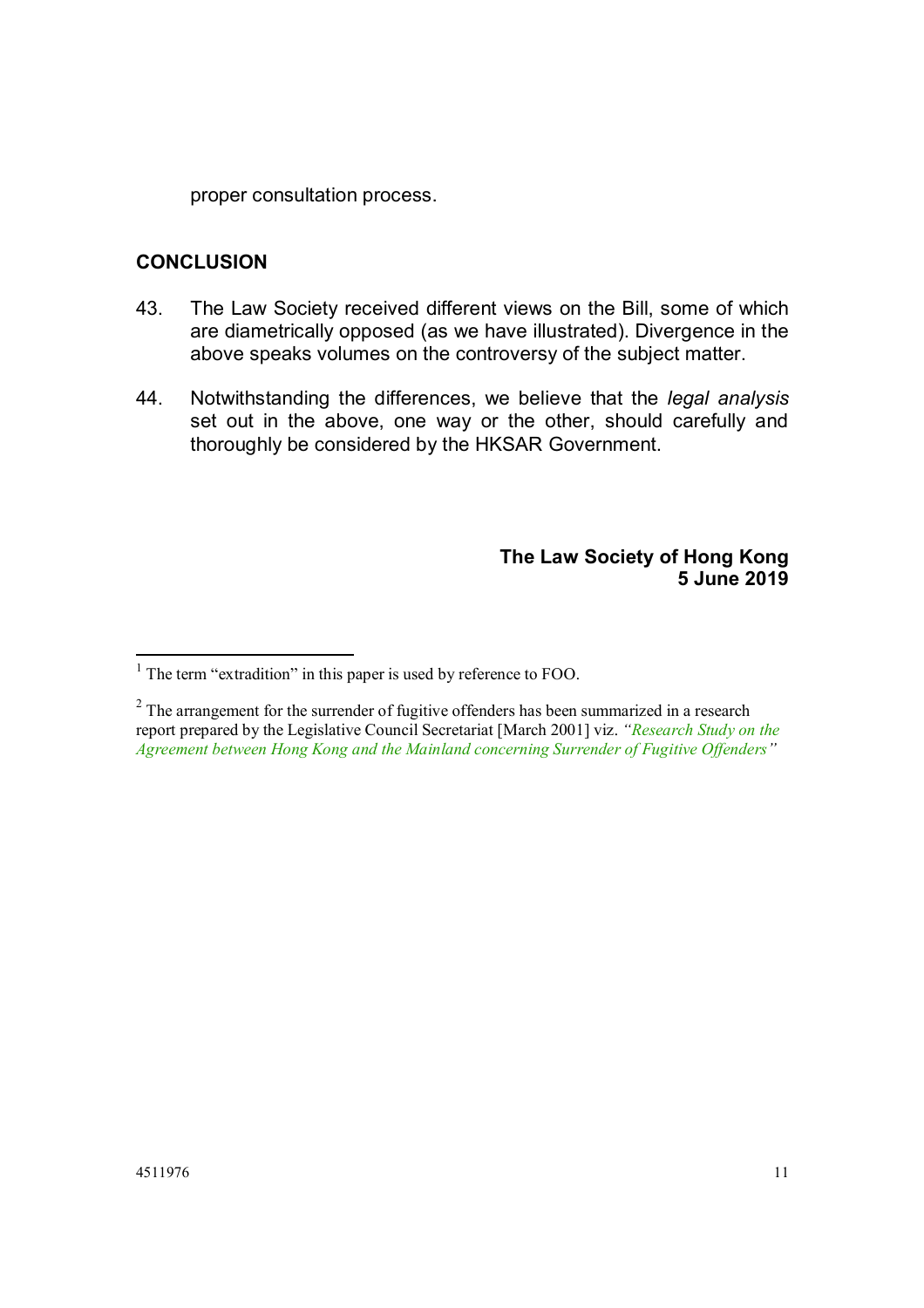proper consultation process.

## CONCLUSION

43. The Law Society received different views on the Bill, some of which are diametrically opposed (as we have illustrated). Divergence in the above speaks volumes on the controversy of the subject matter.

44. Notwithstanding the differences, we believe that the *legal analysis* set out in the above, one way or the other, should carefully and thoroughly be considered by the HKSAR Government.

**The Law Society of Hong Kong**
**5 June 2019**

---

[1] The term "extradition" in this paper is used by reference to FOO.

[2] The arrangement for the surrender of fugitive offenders has been summarized in a research report prepared by the Legislative Council Secretariat [March 2001] viz. *"Research Study on the Agreement between Hong Kong and the Mainland concerning Surrender of Fugitive Offenders"*

4511976